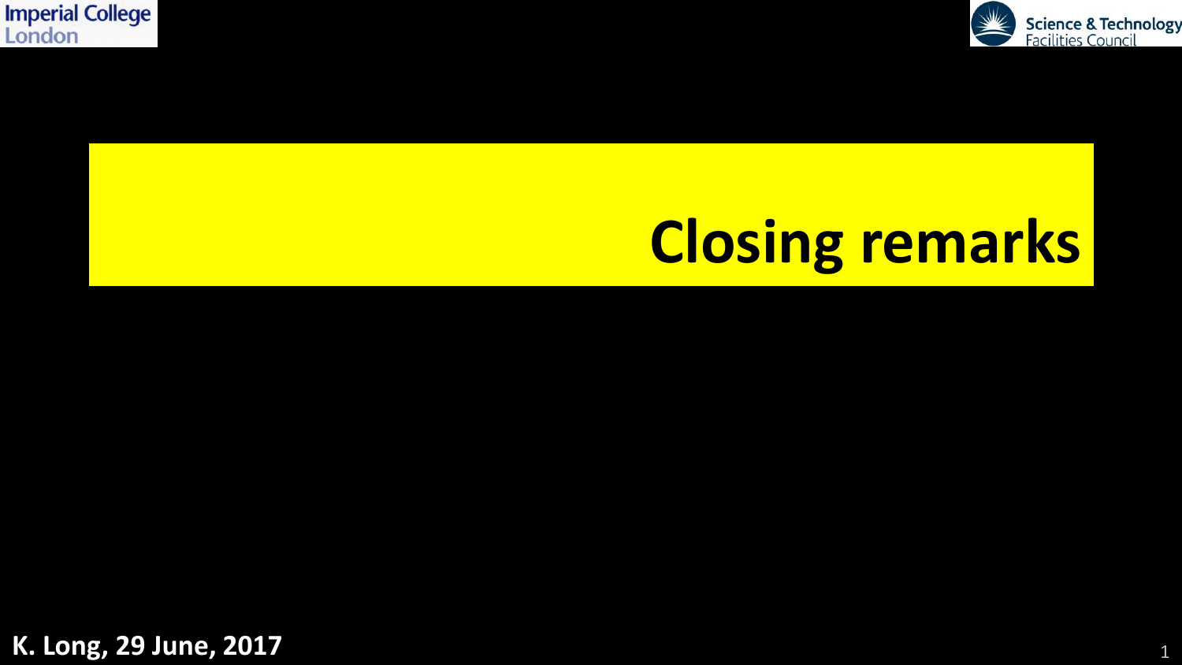# Closing remarks

**K. Long, 29 June, 2017**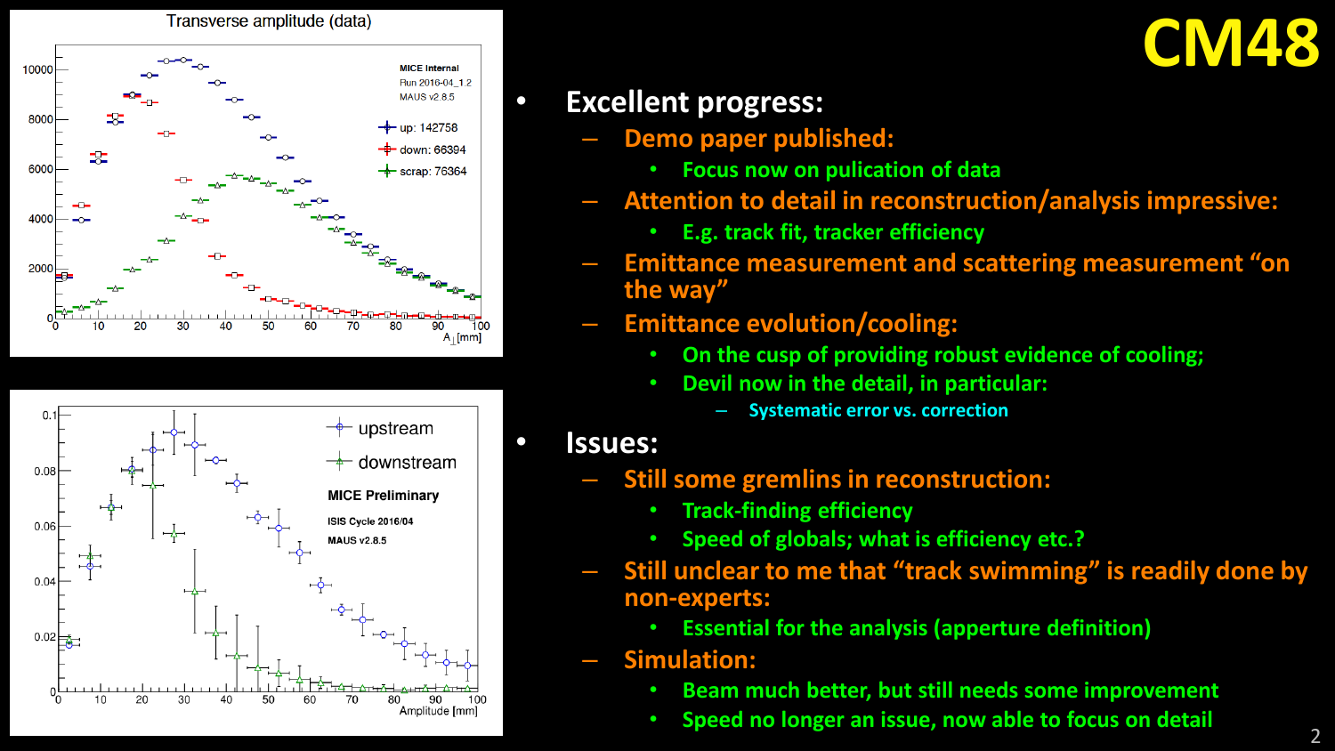# CM48

Transverse amplitude (data)

MICE Internal
Run 2016-04_1.2
MAUS v2.8.5

up: 142758
down: 66394
scrap: 76364

10000
8000
6000
4000
2000
0

0 10 20 30 40 50 60 70 80 90 100

$A_{\perp}$ [mm]

upstream
downstream

MICE Preliminary
ISIS Cycle 2016/04
MAUS v2.8.5

0.1
0.08
0.06
0.04
0.02
0

0 10 20 30 40 50 60 70 80 90 100

Amplitude [mm]

- **Excellent progress:**
  - Demo paper published:
    - Focus now on pulication of data
  - Attention to detail in reconstruction/analysis impressive:
    - E.g. track fit, tracker efficiency
  - Emittance measurement and scattering measurement "on the way"
  - Emittance evolution/cooling:
    - On the cusp of providing robust evidence of cooling;
    - Devil now in the detail, in particular:
      - Systematic error vs. correction
- **Issues:**
  - Still some gremlins in reconstruction:
    - Track-finding efficiency
    - Speed of globals; what is efficiency etc.?
  - Still unclear to me that "track swimming" is readily done by non-experts:
    - Essential for the analysis (apperture definition)
  - Simulation:
    - Beam much better, but still needs some improvement
    - Speed no longer an issue, now able to focus on detail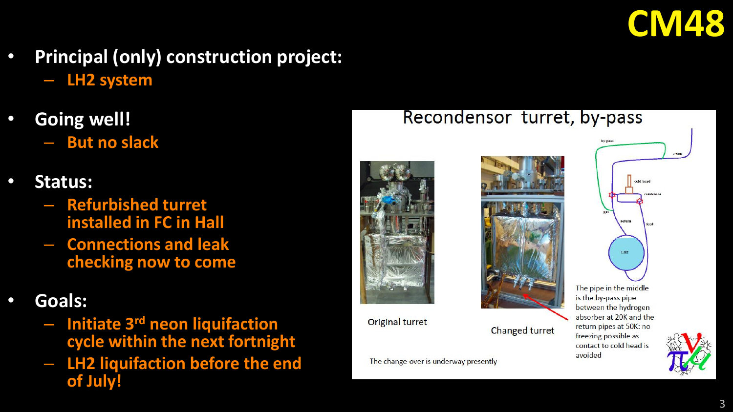# CM48

- **Principal (only) construction project:**
  - **LH2 system**
- **Going well!**
  - **But no slack**
- **Status:**
  - **Refurbished turret installed in FC in Hall**
  - **Connections and leak checking now to come**
- **Goals:**
  - **Initiate 3rd neon liquifaction cycle within the next fortnight**
  - **LH2 liquifaction before the end of July!**

## Recondensor turret, by-pass

Original turret

Changed turret

by pass

>50K

cold head

condensor

gas

return

feed

LH2

The pipe in the middle is the by-pass pipe between the hydrogen absorber at 20K and the return pipes at 50K: no freezing possible as contact to cold head is avoided

The change-over is underway presently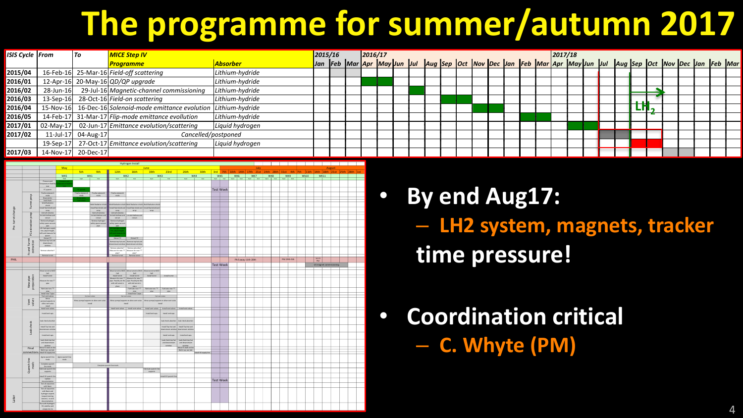# The programme for summer/autumn 2017

| ISIS Cycle | From | To | MICE Step IV Programme | Absorber |
|---|---|---|---|---|
| 2015/04 | 16-Feb-16 | 25-Mar-16 | Field-off scattering | Lithium-hydride |
| 2016/01 | 12-Apr-16 | 20-May-16 | QD/QP upgrade | Lithium-hydride |
| 2016/02 | 28-Jun-16 | 29-Jul-16 | Magnetic-channel commissioning | Lithium-hydride |
| 2016/03 | 13-Sep-16 | 28-Oct-16 | Field-on scattering | Lithium-hydride |
| 2016/04 | 15-Nov-16 | 16-Dec-16 | Solenoid-mode emittance evolution | Lithium-hydride |
| 2016/05 | 14-Feb-17 | 31-Mar-17 | Flip-mode emittance evollution | Lithium-hydride |
| 2017/01 | 02-May-17 | 02-Jun-17 | Emittance evolution/scattering | Liquid hydrogen |
| 2017/02 | 11-Jul-17 | 04-Aug-17 | Cancelled/postponed | |
| | 19-Sep-17 | 27-Oct-17 | Emittance evolution/scattering | Liquid hydrogen |
| 2017/03 | 14-Nov-17 | 20-Dec-17 | | |

2015/16 2016/17 2017/18

Jan Feb Mar Apr May Jun Jul Aug Sep Oct Nov Dec Jan Feb Mar Apr May Jun Jul Aug Sep Oct Nov Dec Jan Feb Mar

$LH_2$

Hydrogen Install

- **By end Aug17:**
  - **LH2 system, magnets, tracker**

  **time pressure!**

- **Coordination critical**
  - **C. Whyte (PM)**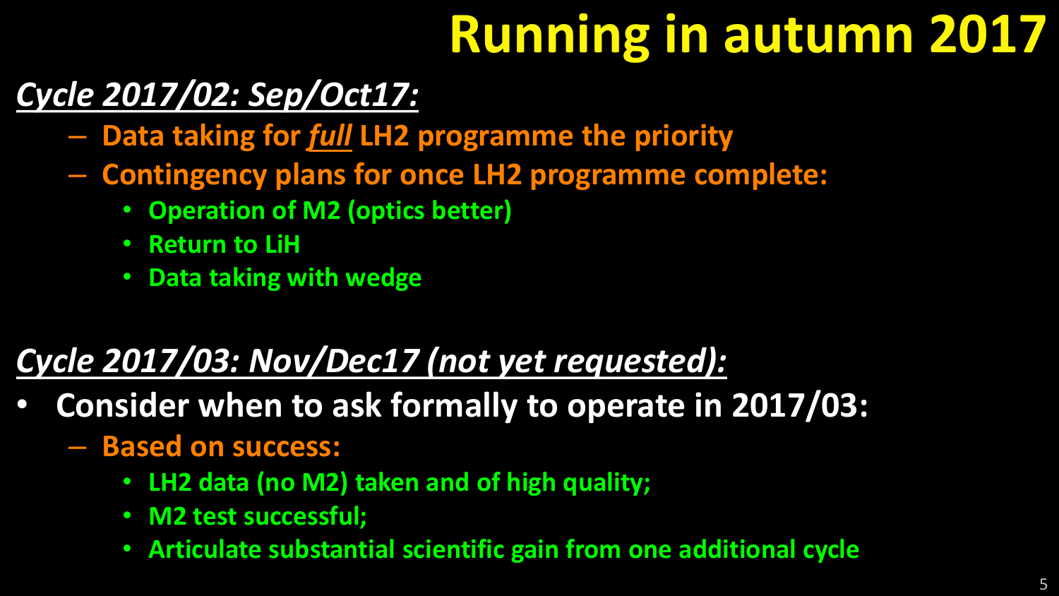# Running in autumn 2017

***Cycle 2017/02: Sep/Oct17:***

- **Data taking for *full* LH2 programme the priority**
- **Contingency plans for once LH2 programme complete:**
  - **Operation of M2 (optics better)**
  - **Return to LiH**
  - **Data taking with wedge**

***Cycle 2017/03: Nov/Dec17 (not yet requested):***

- **Consider when to ask formally to operate in 2017/03:**
  - **Based on success:**
    - **LH2 data (no M2) taken and of high quality;**
    - **M2 test successful;**
    - **Articulate substantial scientific gain from one additional cycle**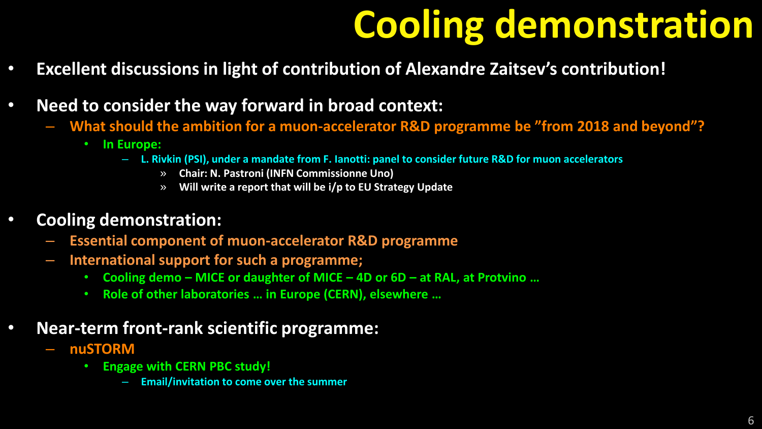# Cooling demonstration

- **Excellent discussions in light of contribution of Alexandre Zaitsev's contribution!**
- **Need to consider the way forward in broad context:**
  - **What should the ambition for a muon-accelerator R&D programme be "from 2018 and beyond"?**
    - **In Europe:**
      - **L. Rivkin (PSI), under a mandate from F. Ianotti: panel to consider future R&D for muon accelerators**
        - **Chair: N. Pastroni (INFN Commissionne Uno)**
        - **Will write a report that will be i/p to EU Strategy Update**
- **Cooling demonstration:**
  - **Essential component of muon-accelerator R&D programme**
  - **International support for such a programme;**
    - **Cooling demo – MICE or daughter of MICE – 4D or 6D – at RAL, at Protvino …**
    - **Role of other laboratories … in Europe (CERN), elsewhere …**
- **Near-term front-rank scientific programme:**
  - **nuSTORM**
    - **Engage with CERN PBC study!**
      - **Email/invitation to come over the summer**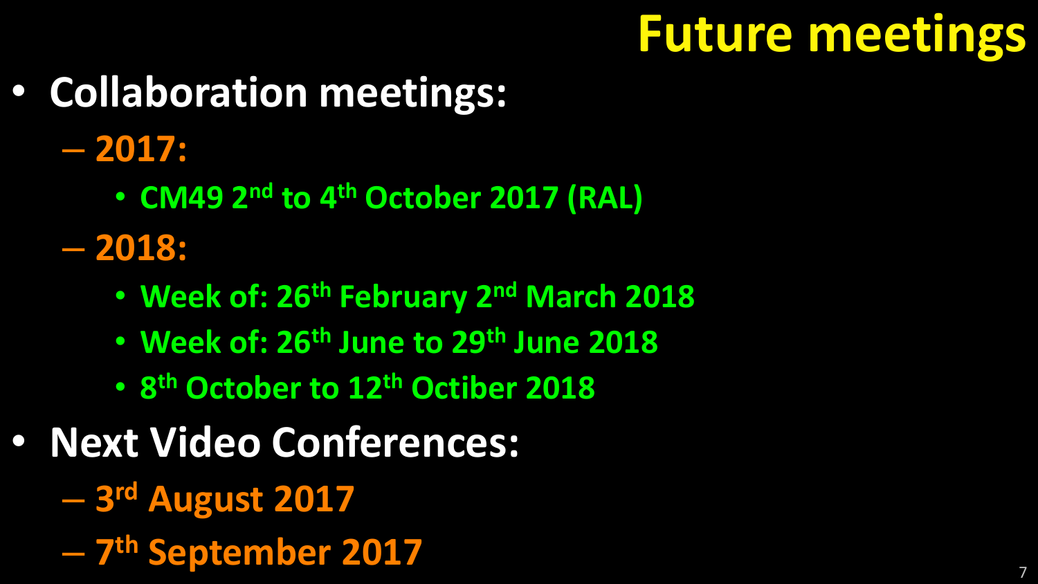# Future meetings

- **Collaboration meetings:**
  - **2017:**
    - **CM49 2nd to 4th October 2017 (RAL)**
  - **2018:**
    - **Week of: 26th February 2nd March 2018**
    - **Week of: 26th June to 29th June 2018**
    - **8th October to 12th Octiber 2018**
- **Next Video Conferences:**
  - **3rd August 2017**
  - **7th September 2017**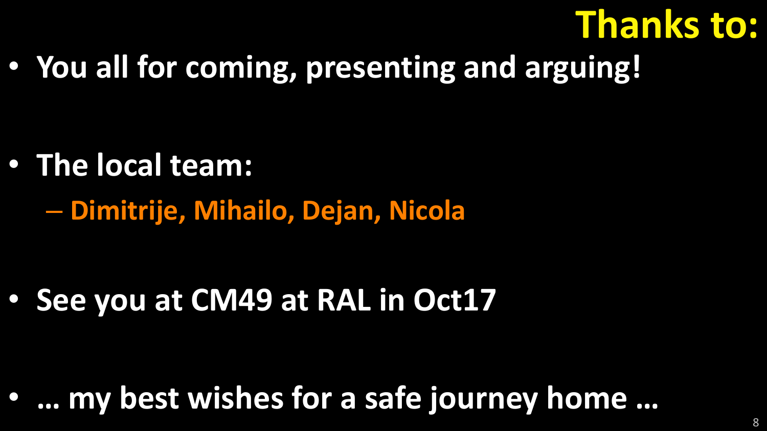# Thanks to:

- You all for coming, presenting and arguing!
- The local team:
  - Dimitrije, Mihailo, Dejan, Nicola
- See you at CM49 at RAL in Oct17
- … my best wishes for a safe journey home …